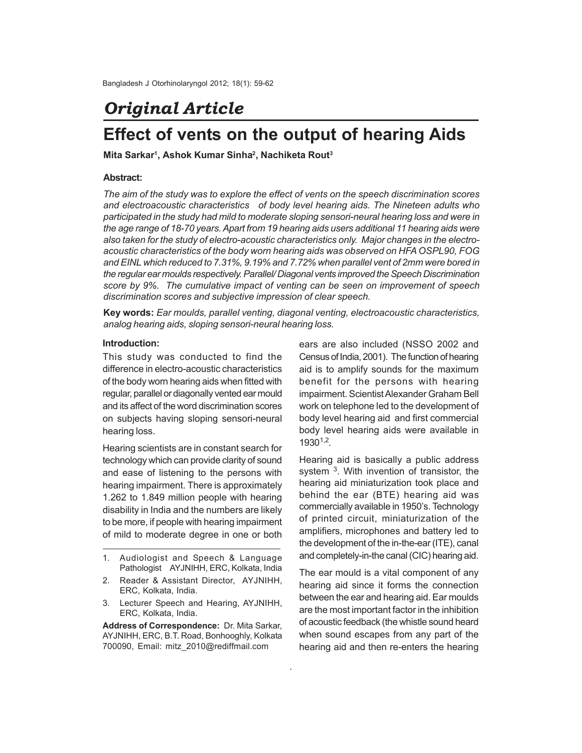# *Original Article*

# Effect of vents on the output of hearing Aids

**Mita Sarkar[1], Ashok Kumar Sinha[2], Nachiketa Rout[3]**

### Abstract:

*The aim of the study was to explore the effect of vents on the speech discrimination scores and electroacoustic characteristics of body level hearing aids. The Nineteen adults who participated in the study had mild to moderate sloping sensori-neural hearing loss and were in the age range of 18-70 years. Apart from 19 hearing aids users additional 11 hearing aids were also taken for the study of electro-acoustic characteristics only. Major changes in the electro-acoustic characteristics of the body worn hearing aids was observed on HFA OSPL90, FOG and EINL which reduced to 7.31%, 9.19% and 7.72% when parallel vent of 2mm were bored in the regular ear moulds respectively. Parallel/ Diagonal vents improved the Speech Discrimination score by 9%. The cumulative impact of venting can be seen on improvement of speech discrimination scores and subjective impression of clear speech.*

**Key words:** *Ear moulds, parallel venting, diagonal venting, electroacoustic characteristics, analog hearing aids, sloping sensori-neural hearing loss.*

### Introduction:

This study was conducted to find the difference in electro-acoustic characteristics of the body worn hearing aids when fitted with regular, parallel or diagonally vented ear mould and its affect of the word discrimination scores on subjects having sloping sensori-neural hearing loss.

Hearing scientists are in constant search for technology which can provide clarity of sound and ease of listening to the persons with hearing impairment. There is approximately 1.262 to 1.849 million people with hearing disability in India and the numbers are likely to be more, if people with hearing impairment of mild to moderate degree in one or both ears are also included (NSSO 2002 and Census of India, 2001). The function of hearing aid is to amplify sounds for the maximum benefit for the persons with hearing impairment. Scientist Alexander Graham Bell work on telephone led to the development of body level hearing aid and first commercial body level hearing aids were available in 1930[1,2].

Hearing aid is basically a public address system [3]. With invention of transistor, the hearing aid miniaturization took place and behind the ear (BTE) hearing aid was commercially available in 1950's. Technology of printed circuit, miniaturization of the amplifiers, microphones and battery led to the development of the in-the-ear (ITE), canal and completely-in-the canal (CIC) hearing aid.

The ear mould is a vital component of any hearing aid since it forms the connection between the ear and hearing aid. Ear moulds are the most important factor in the inhibition of acoustic feedback (the whistle sound heard when sound escapes from any part of the hearing aid and then re-enters the hearing

---

1. Audiologist and Speech & Language Pathologist AYJNIHH, ERC, Kolkata, India
2. Reader & Assistant Director, AYJNIHH, ERC, Kolkata, India.
3. Lecturer Speech and Hearing, AYJNIHH, ERC, Kolkata, India.

**Address of Correspondence:** Dr. Mita Sarkar, AYJNIHH, ERC, B.T. Road, Bonhooghly, Kolkata 700090, Email: mitz_2010@rediffmail.com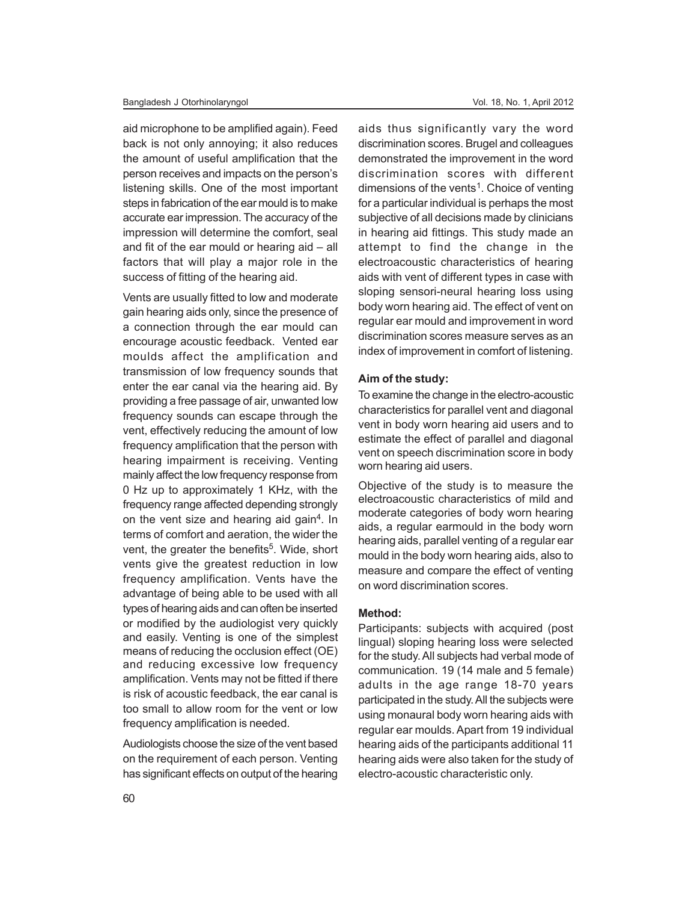aid microphone to be amplified again). Feed back is not only annoying; it also reduces the amount of useful amplification that the person receives and impacts on the person's listening skills. One of the most important steps in fabrication of the ear mould is to make accurate ear impression. The accuracy of the impression will determine the comfort, seal and fit of the ear mould or hearing aid – all factors that will play a major role in the success of fitting of the hearing aid.

Vents are usually fitted to low and moderate gain hearing aids only, since the presence of a connection through the ear mould can encourage acoustic feedback. Vented ear moulds affect the amplification and transmission of low frequency sounds that enter the ear canal via the hearing aid. By providing a free passage of air, unwanted low frequency sounds can escape through the vent, effectively reducing the amount of low frequency amplification that the person with hearing impairment is receiving. Venting mainly affect the low frequency response from 0 Hz up to approximately 1 KHz, with the frequency range affected depending strongly on the vent size and hearing aid gain[4]. In terms of comfort and aeration, the wider the vent, the greater the benefits[5]. Wide, short vents give the greatest reduction in low frequency amplification. Vents have the advantage of being able to be used with all types of hearing aids and can often be inserted or modified by the audiologist very quickly and easily. Venting is one of the simplest means of reducing the occlusion effect (OE) and reducing excessive low frequency amplification. Vents may not be fitted if there is risk of acoustic feedback, the ear canal is too small to allow room for the vent or low frequency amplification is needed.

Audiologists choose the size of the vent based on the requirement of each person. Venting has significant effects on output of the hearing aids thus significantly vary the word discrimination scores. Brugel and colleagues demonstrated the improvement in the word discrimination scores with different dimensions of the vents[1]. Choice of venting for a particular individual is perhaps the most subjective of all decisions made by clinicians in hearing aid fittings. This study made an attempt to find the change in the electroacoustic characteristics of hearing aids with vent of different types in case with sloping sensori-neural hearing loss using body worn hearing aid. The effect of vent on regular ear mould and improvement in word discrimination scores measure serves as an index of improvement in comfort of listening.

### Aim of the study:

To examine the change in the electro-acoustic characteristics for parallel vent and diagonal vent in body worn hearing aid users and to estimate the effect of parallel and diagonal vent on speech discrimination score in body worn hearing aid users.

Objective of the study is to measure the electroacoustic characteristics of mild and moderate categories of body worn hearing aids, a regular earmould in the body worn hearing aids, parallel venting of a regular ear mould in the body worn hearing aids, also to measure and compare the effect of venting on word discrimination scores.

### Method:

Participants: subjects with acquired (post lingual) sloping hearing loss were selected for the study. All subjects had verbal mode of communication. 19 (14 male and 5 female) adults in the age range 18-70 years participated in the study. All the subjects were using monaural body worn hearing aids with regular ear moulds. Apart from 19 individual hearing aids of the participants additional 11 hearing aids were also taken for the study of electro-acoustic characteristic only.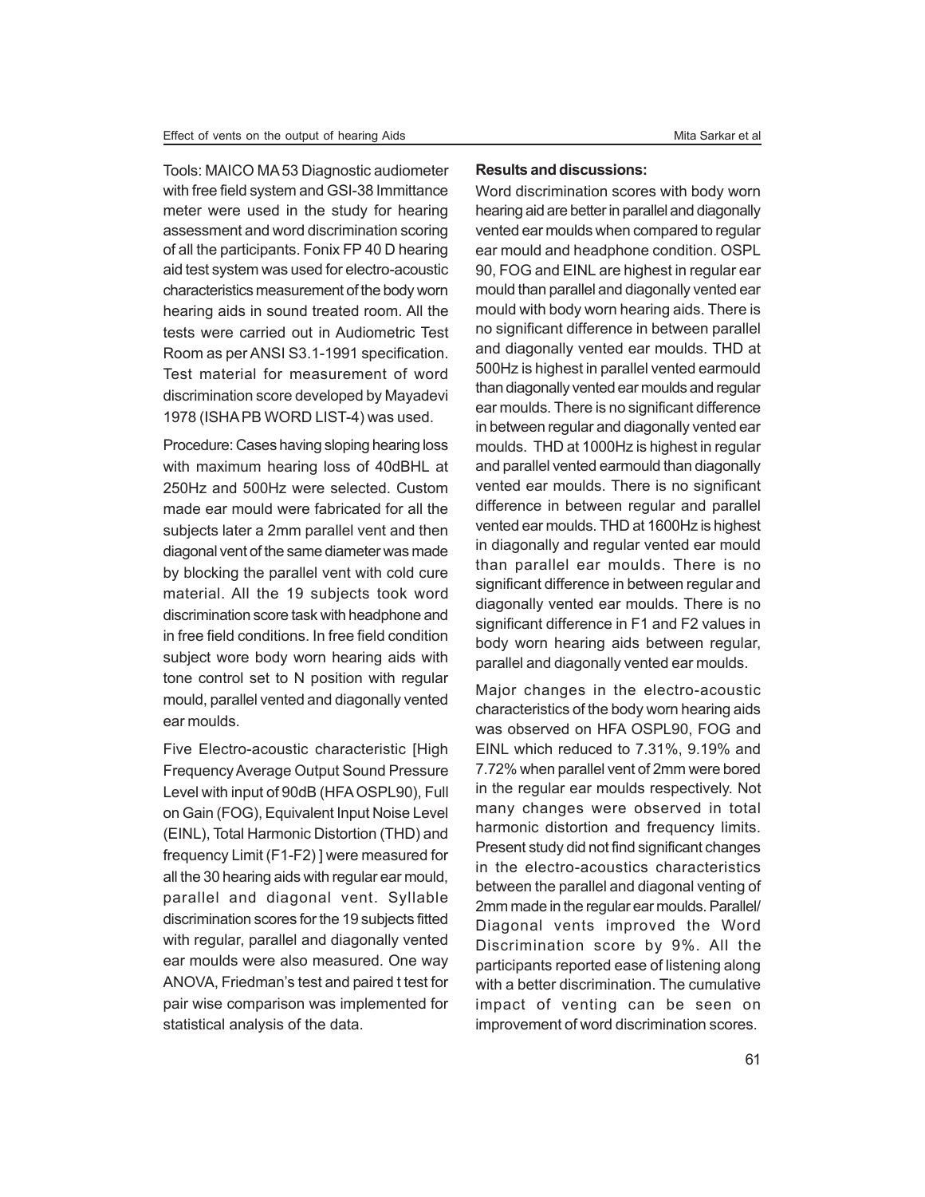Tools: MAICO MA 53 Diagnostic audiometer with free field system and GSI-38 Immittance meter were used in the study for hearing assessment and word discrimination scoring of all the participants. Fonix FP 40 D hearing aid test system was used for electro-acoustic characteristics measurement of the body worn hearing aids in sound treated room. All the tests were carried out in Audiometric Test Room as per ANSI S3.1-1991 specification. Test material for measurement of word discrimination score developed by Mayadevi 1978 (ISHA PB WORD LIST-4) was used.

Procedure: Cases having sloping hearing loss with maximum hearing loss of 40dBHL at 250Hz and 500Hz were selected. Custom made ear mould were fabricated for all the subjects later a 2mm parallel vent and then diagonal vent of the same diameter was made by blocking the parallel vent with cold cure material. All the 19 subjects took word discrimination score task with headphone and in free field conditions. In free field condition subject wore body worn hearing aids with tone control set to N position with regular mould, parallel vented and diagonally vented ear moulds.

Five Electro-acoustic characteristic [High Frequency Average Output Sound Pressure Level with input of 90dB (HFA OSPL90), Full on Gain (FOG), Equivalent Input Noise Level (EINL), Total Harmonic Distortion (THD) and frequency Limit (F1-F2) ] were measured for all the 30 hearing aids with regular ear mould, parallel and diagonal vent. Syllable discrimination scores for the 19 subjects fitted with regular, parallel and diagonally vented ear moulds were also measured. One way ANOVA, Friedman's test and paired t test for pair wise comparison was implemented for statistical analysis of the data.

**Results and discussions:**

Word discrimination scores with body worn hearing aid are better in parallel and diagonally vented ear moulds when compared to regular ear mould and headphone condition. OSPL 90, FOG and EINL are highest in regular ear mould than parallel and diagonally vented ear mould with body worn hearing aids. There is no significant difference in between parallel and diagonally vented ear moulds. THD at 500Hz is highest in parallel vented earmould than diagonally vented ear moulds and regular ear moulds. There is no significant difference in between regular and diagonally vented ear moulds. THD at 1000Hz is highest in regular and parallel vented earmould than diagonally vented ear moulds. There is no significant difference in between regular and parallel vented ear moulds. THD at 1600Hz is highest in diagonally and regular vented ear mould than parallel ear moulds. There is no significant difference in between regular and diagonally vented ear moulds. There is no significant difference in F1 and F2 values in body worn hearing aids between regular, parallel and diagonally vented ear moulds.

Major changes in the electro-acoustic characteristics of the body worn hearing aids was observed on HFA OSPL90, FOG and EINL which reduced to 7.31%, 9.19% and 7.72% when parallel vent of 2mm were bored in the regular ear moulds respectively. Not many changes were observed in total harmonic distortion and frequency limits. Present study did not find significant changes in the electro-acoustics characteristics between the parallel and diagonal venting of 2mm made in the regular ear moulds. Parallel/ Diagonal vents improved the Word Discrimination score by 9%. All the participants reported ease of listening along with a better discrimination. The cumulative impact of venting can be seen on improvement of word discrimination scores.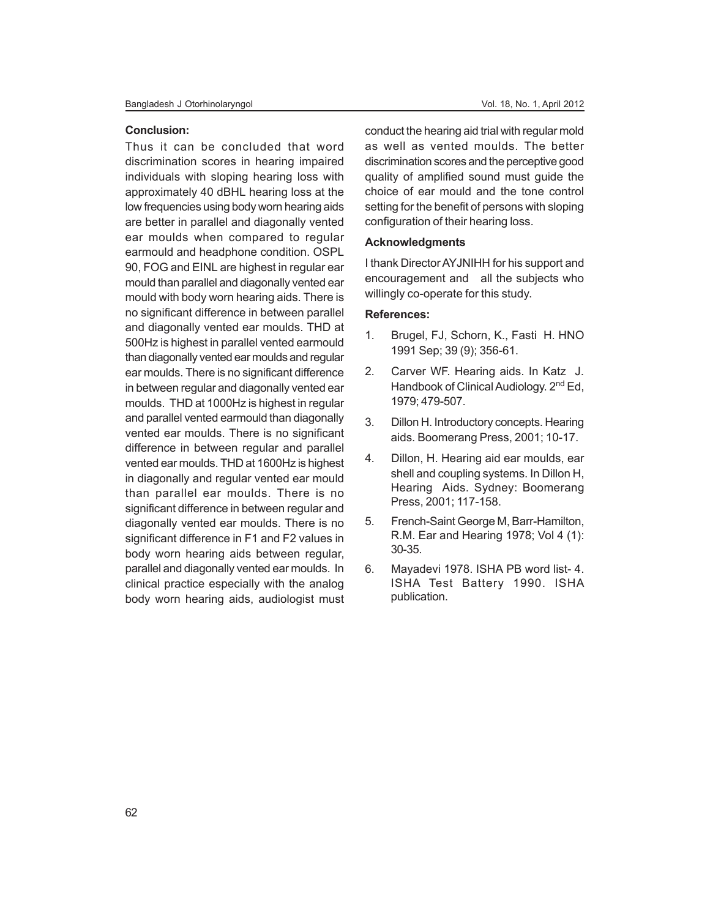**Conclusion:**

Thus it can be concluded that word discrimination scores in hearing impaired individuals with sloping hearing loss with approximately 40 dBHL hearing loss at the low frequencies using body worn hearing aids are better in parallel and diagonally vented ear moulds when compared to regular earmould and headphone condition. OSPL 90, FOG and EINL are highest in regular ear mould than parallel and diagonally vented ear mould with body worn hearing aids. There is no significant difference in between parallel and diagonally vented ear moulds. THD at 500Hz is highest in parallel vented earmould than diagonally vented ear moulds and regular ear moulds. There is no significant difference in between regular and diagonally vented ear moulds. THD at 1000Hz is highest in regular and parallel vented earmould than diagonally vented ear moulds. There is no significant difference in between regular and parallel vented ear moulds. THD at 1600Hz is highest in diagonally and regular vented ear mould than parallel ear moulds. There is no significant difference in between regular and diagonally vented ear moulds. There is no significant difference in F1 and F2 values in body worn hearing aids between regular, parallel and diagonally vented ear moulds. In clinical practice especially with the analog body worn hearing aids, audiologist must conduct the hearing aid trial with regular mold as well as vented moulds. The better discrimination scores and the perceptive good quality of amplified sound must guide the choice of ear mould and the tone control setting for the benefit of persons with sloping configuration of their hearing loss.

**Acknowledgments**

I thank Director AYJNIHH for his support and encouragement and all the subjects who willingly co-operate for this study.

**References:**

1. Brugel, FJ, Schorn, K., Fasti H. HNO 1991 Sep; 39 (9); 356-61.
2. Carver WF. Hearing aids. In Katz J. Handbook of Clinical Audiology. 2nd Ed, 1979; 479-507.
3. Dillon H. Introductory concepts. Hearing aids. Boomerang Press, 2001; 10-17.
4. Dillon, H. Hearing aid ear moulds, ear shell and coupling systems. In Dillon H, Hearing Aids. Sydney: Boomerang Press, 2001; 117-158.
5. French-Saint George M, Barr-Hamilton, R.M. Ear and Hearing 1978; Vol 4 (1): 30-35.
6. Mayadevi 1978. ISHA PB word list- 4. ISHA Test Battery 1990. ISHA publication.